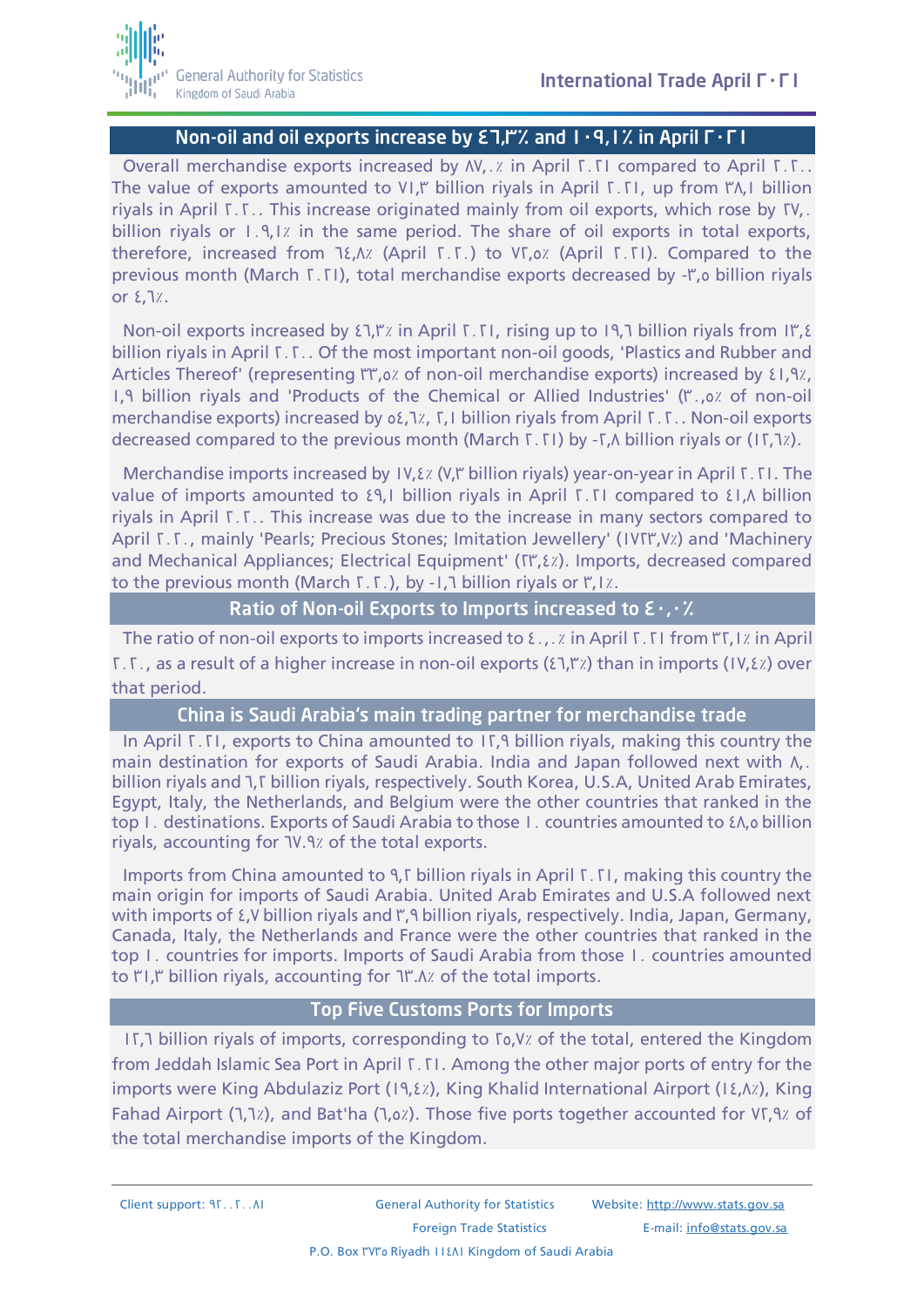## Non-oil and oil exports increase by ٤٦,٣٪ and ١٠٩,١٪ in April ٢٠٢١

Overall merchandise exports increased by ٨٧,٠٪ in April ٢٠٢١ compared to April ٢٠٢٠. The value of exports amounted to ٧١,٣ billion riyals in April ٢٠٢١, up from ٣٨,١ billion riyals in April ٢٠٢٠. This increase originated mainly from oil exports, which rose by ٢٧,٠ billion riyals or ١٠٩,١٪ in the same period. The share of oil exports in total exports, therefore, increased from ٦٤,٨٪ (April ٢٠٢٠) to ٧٢,٥٪ (April ٢٠٢١). Compared to the previous month (March ٢٠٢١), total merchandise exports decreased by -٣,٥ billion riyals or ٤,٦٪.

Non-oil exports increased by ٤٦,٣٪ in April ٢٠٢١, rising up to ١٩,٦ billion riyals from ١٣,٤ billion riyals in April ٢٠٢٠. Of the most important non-oil goods, 'Plastics and Rubber and Articles Thereof' (representing ٣٣,٥٪ of non-oil merchandise exports) increased by ٤١,٩٪, ١,٩ billion riyals and 'Products of the Chemical or Allied Industries' (٣٠,٥٪ of non-oil merchandise exports) increased by ٥٤,٦٪, ٢,١ billion riyals from April ٢٠٢٠. Non-oil exports decreased compared to the previous month (March ٢٠٢١) by -٢,٨ billion riyals or (١٢,٦٪).

Merchandise imports increased by ١٧,٤٪ (٧,٣ billion riyals) year-on-year in April ٢٠٢١. The value of imports amounted to ٤٩,١ billion riyals in April ٢٠٢١ compared to ٤١,٨ billion riyals in April ٢٠٢٠. This increase was due to the increase in many sectors compared to April ٢٠٢٠, mainly 'Pearls; Precious Stones; Imitation Jewellery' (١٧٢٣,٧٪) and 'Machinery and Mechanical Appliances; Electrical Equipment' (٢٣,٤٪). Imports, decreased compared to the previous month (March ٢٠٢٠), by -١,٦ billion riyals or ٣,١٪.

## Ratio of Non-oil Exports to Imports increased to ٤٠,٠٪

The ratio of non-oil exports to imports increased to ٤٠,٠٪ in April ٢٠٢١ from ٣٢,١٪ in April ٢٠٢٠, as a result of a higher increase in non-oil exports (٤٦,٣٪) than in imports (١٧,٤٪) over that period.

## China is Saudi Arabia's main trading partner for merchandise trade

In April ٢٠٢١, exports to China amounted to ١٢,٩ billion riyals, making this country the main destination for exports of Saudi Arabia. India and Japan followed next with ٨,٠ billion riyals and ٦,٢ billion riyals, respectively. South Korea, U.S.A, United Arab Emirates, Egypt, Italy, the Netherlands, and Belgium were the other countries that ranked in the top ١٠ destinations. Exports of Saudi Arabia to those ١٠ countries amounted to ٤٨,٥ billion riyals, accounting for ٦٧.٩٪ of the total exports.

Imports from China amounted to ٩,٢ billion riyals in April ٢٠٢١, making this country the main origin for imports of Saudi Arabia. United Arab Emirates and U.S.A followed next with imports of ٤,٧ billion riyals and ٣,٩ billion riyals, respectively. India, Japan, Germany, Canada, Italy, the Netherlands and France were the other countries that ranked in the top ١٠ countries for imports. Imports of Saudi Arabia from those ١٠ countries amounted to ٣١,٣ billion riyals, accounting for ٦٣.٨٪ of the total imports.

## Top Five Customs Ports for Imports

١٢,٦ billion riyals of imports, corresponding to ٢٥,٧٪ of the total, entered the Kingdom from Jeddah Islamic Sea Port in April ٢٠٢١. Among the other major ports of entry for the imports were King Abdulaziz Port (١٩,٤٪), King Khalid International Airport (١٤,٨٪), King Fahad Airport (٦,٦٪), and Bat'ha (٦,٥٪). Those five ports together accounted for ٧٢,٩٪ of the total merchandise imports of the Kingdom.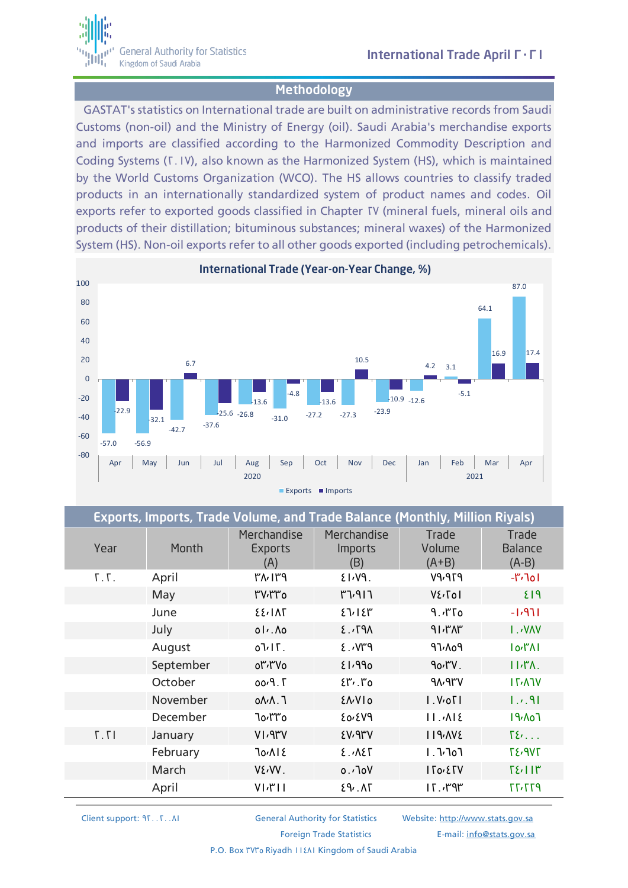## Methodology

GASTAT's statistics on International trade are built on administrative records from Saudi Customs (non-oil) and the Ministry of Energy (oil). Saudi Arabia's merchandise exports and imports are classified according to the Harmonized Commodity Description and Coding Systems (٢٠١٧), also known as the Harmonized System (HS), which is maintained by the World Customs Organization (WCO). The HS allows countries to classify traded products in an internationally standardized system of product names and codes. Oil exports refer to exported goods classified in Chapter ٢٧ (mineral fuels, mineral oils and products of their distillation; bituminous substances; mineral waxes) of the Harmonized System (HS). Non-oil exports refer to all other goods exported (including petrochemicals).

### International Trade (Year-on-Year Change, %)

| Year | Month | Exports | Imports |
|---|---|---|---|
| 2020 | Apr | -57.0 | -22.9 |
| | May | -56.9 | -32.1 |
| | Jun | -42.7 | 6.7 |
| | Jul | -37.6 | -25.6 |
| | Aug | -26.8 | -13.6 |
| | Sep | -31.0 | -4.8 |
| | Oct | -27.2 | -13.6 |
| | Nov | -27.3 | 10.5 |
| | Dec | -23.9 | -10.9 |
| 2021 | Jan | -12.6 | 4.2 |
| | Feb | 3.1 | -5.1 |
| | Mar | 64.1 | 16.9 |
| | Apr | 87.0 | 17.4 |

### Exports, Imports, Trade Volume, and Trade Balance (Monthly, Million Riyals)

| Year | Month | Merchandise Exports (A) | Merchandise Imports (B) | Trade Volume (A+B) | Trade Balance (A-B) |
|---|---|---|---|---|---|
| ٢٠٢٠ | April | ٣٨،١٣٩ | ٤١،٧٩٠ | ٧٩،٩٢٩ | -٣،٦٥١ |
| | May | ٣٧،٣٣٥ | ٣٦،٩١٦ | ٧٤،٢٥١ | ٤١٩ |
| | June | ٤٤،١٨٢ | ٤٦،١٤٣ | ٩٠،٣٢٥ | -١،٩٦١ |
| | July | ٥١،٠٨٥ | ٤٠،٢٩٨ | ٩١،٣٨٣ | ١٠،٧٨٧ |
| | August | ٥٦،١٢٠ | ٤٠،٧٣٩ | ٩٦،٨٥٩ | ١٥،٣٨١ |
| | September | ٥٣،٣٧٥ | ٤١،٩٩٥ | ٩٥،٣٧٠ | ١١،٣٨٠ |
| | October | ٥٥،٩٠٢ | ٤٣،٠٣٥ | ٩٨،٩٣٧ | ١٢،٨٦٧ |
| | November | ٥٨،٨٠٦ | ٤٨،٧١٥ | ١٠٧،٥٢١ | ١٠،٠٩١ |
| | December | ٦٥،٣٣٥ | ٤٥،٤٧٩ | ١١٠،٨١٤ | ١٩،٨٥٦ |
| ٢٠٢١ | January | ٧١،٩٣٧ | ٤٧،٩٣٧ | ١١٩،٨٧٤ | ٢٤،٠٠٠ |
| | February | ٦٥،٨١٤ | ٤٠،٨٤٢ | ١٠٦،٦٥٦ | ٢٤،٩٧٢ |
| | March | ٧٤،٧٧٠ | ٥٠،٦٥٧ | ١٢٥،٤٢٧ | ٢٤،١١٣ |
| | April | ٧١،٣١١ | ٤٩،٠٨٢ | ١٢٠،٣٩٣ | ٢٢،٢٢٩ |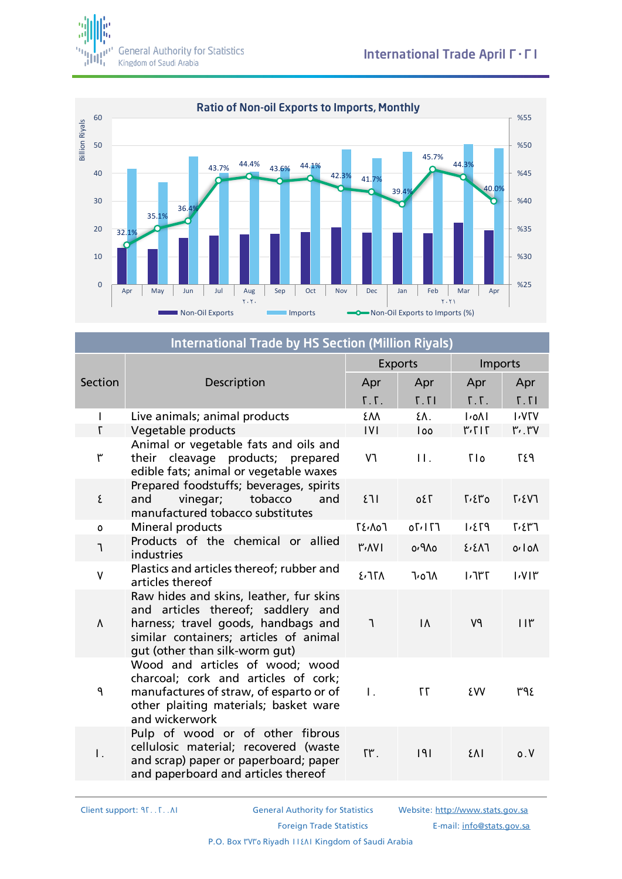## Ratio of Non-oil Exports to Imports, Monthly

| Month | Non-Oil Exports to Imports (%) |
|---|---|
| Apr 2020 | 32.1% |
| May | 35.1% |
| Jun | 36.4% |
| Jul | 43.7% |
| Aug | 44.4% |
| Sep | 43.6% |
| Oct | 44.1% |
| Nov | 42.3% |
| Dec | 41.7% |
| Jan 2021 | 39.4% |
| Feb | 45.7% |
| Mar | 44.3% |
| Apr | 40.0% |

Billion Riyals — Non-Oil Exports, Imports, Non-Oil Exports to Imports (%)

## International Trade by HS Section (Million Riyals)

| Section | Description | Exports | | Imports | |
|---|---|---|---|---|---|
| | | Apr ٢٠٢٠ | Apr ٢٠٢١ | Apr ٢٠٢٠ | Apr ٢٠٢١ |
| ١ | Live animals; animal products | ٤٨٨ | ٤٨٠ | ١،٥٨١ | ١،٧٢٧ |
| ٢ | Vegetable products | ١٧١ | ١٥٥ | ٣،٢١٢ | ٣،٠٣٧ |
| ٣ | Animal or vegetable fats and oils and their cleavage products; prepared edible fats; animal or vegetable waxes | ٧٦ | ١١٠ | ٢١٥ | ٢٤٩ |
| ٤ | Prepared foodstuffs; beverages, spirits and vinegar; tobacco and manufactured tobacco substitutes | ٤٦١ | ٥٤٢ | ٢،٤٣٥ | ٢،٤٧٦ |
| ٥ | Mineral products | ٢٤،٨٥٦ | ٥٢،١٢٦ | ١،٤٢٩ | ٢،٤٣٦ |
| ٦ | Products of the chemical or allied industries | ٣،٨٧١ | ٥،٩٨٥ | ٤،٤٨٦ | ٥،١٥٨ |
| ٧ | Plastics and articles thereof; rubber and articles thereof | ٤،٦٢٨ | ٦،٥٦٨ | ١،٦٣٢ | ١،٧١٣ |
| ٨ | Raw hides and skins, leather, fur skins and articles thereof; saddlery and harness; travel goods, handbags and similar containers; articles of animal gut (other than silk-worm gut) | ٦ | ١٨ | ٧٩ | ١١٣ |
| ٩ | Wood and articles of wood; wood charcoal; cork and articles of cork; manufactures of straw, of esparto or of other plaiting materials; basket ware and wickerwork | ١٠ | ٢٢ | ٤٧٧ | ٣٩٤ |
| ١٠ | Pulp of wood or of other fibrous cellulosic material; recovered (waste and scrap) paper or paperboard; paper and paperboard and articles thereof | ٢٣٠ | ١٩١ | ٤٨١ | ٥٠٧ |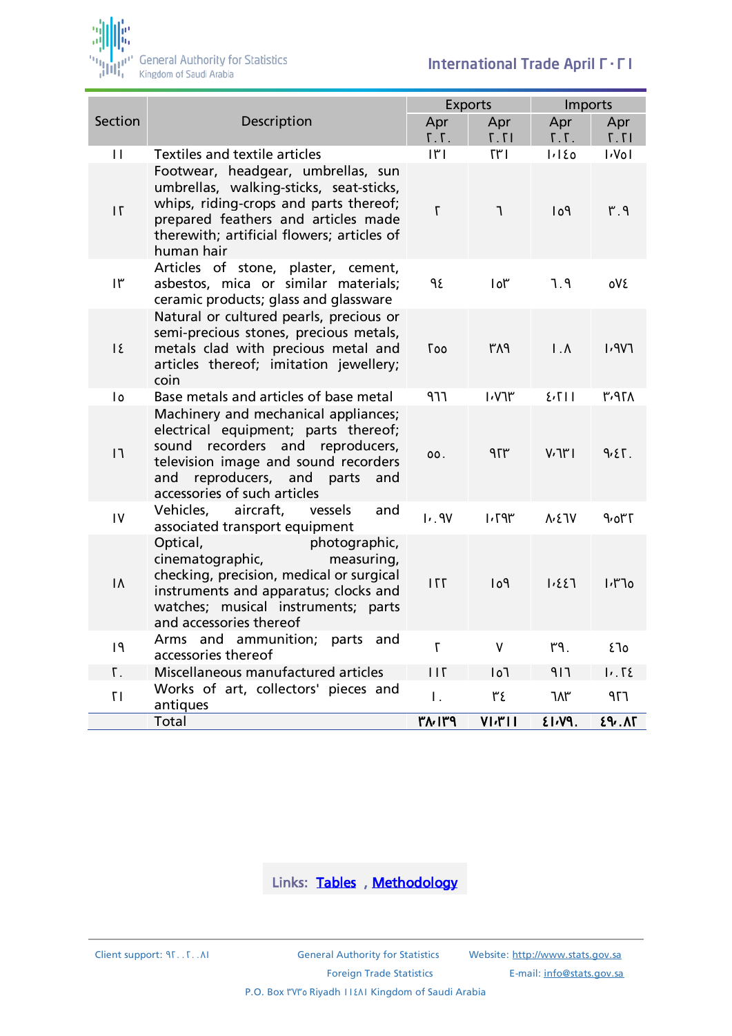| Section | Description | Exports | | Imports | |
|---|---|---|---|---|---|
| | | Apr ٢٠٢٠ | Apr ٢٠٢١ | Apr ٢٠٢٠ | Apr ٢٠٢١ |
| ١١ | Textiles and textile articles | ١٣١ | ٢٣١ | ١،١٤٥ | ١،٧٥١ |
| ١٢ | Footwear, headgear, umbrellas, sun umbrellas, walking-sticks, seat-sticks, whips, riding-crops and parts thereof; prepared feathers and articles made therewith; artificial flowers; articles of human hair | ٢ | ٦ | ١٥٩ | ٣٠٩ |
| ١٣ | Articles of stone, plaster, cement, asbestos, mica or similar materials; ceramic products; glass and glassware | ٩٤ | ١٥٣ | ٦٠٩ | ٥٧٤ |
| ١٤ | Natural or cultured pearls, precious or semi-precious stones, precious metals, metals clad with precious metal and articles thereof; imitation jewellery; coin | ٢٥٥ | ٣٨٩ | ١٠٨ | ١،٩٧٦ |
| ١٥ | Base metals and articles of base metal | ٩٦٦ | ١،٧٦٣ | ٤،٢١١ | ٣،٩٢٨ |
| ١٦ | Machinery and mechanical appliances; electrical equipment; parts thereof; sound recorders and reproducers, television image and sound recorders and reproducers, and parts and accessories of such articles | ٥٥٠ | ٩٢٣ | ٧،٦٣١ | ٩،٤٢٠ |
| ١٧ | Vehicles, aircraft, vessels and associated transport equipment | ١،٠٩٧ | ١،٢٩٣ | ٨،٤٦٧ | ٩،٥٣٢ |
| ١٨ | Optical, photographic, cinematographic, measuring, checking, precision, medical or surgical instruments and apparatus; clocks and watches; musical instruments; parts and accessories thereof | ١٢٢ | ١٥٩ | ١،٤٤٦ | ١،٣٦٥ |
| ١٩ | Arms and ammunition; parts and accessories thereof | ٢ | ٧ | ٣٩٠ | ٤٦٥ |
| ٢٠ | Miscellaneous manufactured articles | ١١٢ | ١٥٦ | ٩١٦ | ١،٠٢٤ |
| ٢١ | Works of art, collectors' pieces and antiques | ١٠ | ٣٤ | ٦٨٣ | ٩٢٦ |
| | Total | **٣٨،١٣٩** | **٧١،٣١١** | **٤١،٧٩٠** | **٤٩،٠٨٢** |

Links: [Tables](Tables) , [Methodology](Methodology)

Client support: ٩٢٠٠٢٠٠٨١

General Authority for Statistics

Foreign Trade Statistics

Website: http://www.stats.gov.sa

E-mail: info@stats.gov.sa

P.O. Box ٣٧٣٥ Riyadh ١١٤٨١ Kingdom of Saudi Arabia